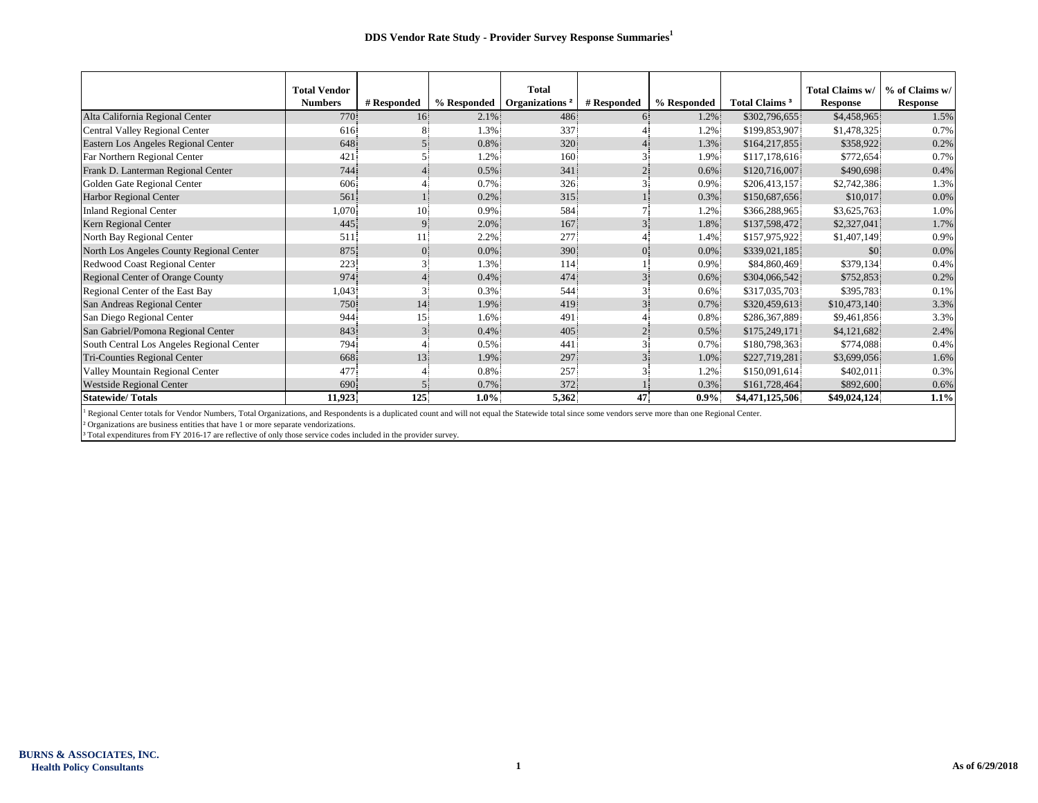# DDS Vendor Rate Study - Provider Survey Response Summaries[1]

| | Total Vendor Numbers | # Responded | % Responded | Total Organizations ² | # Responded | % Responded | Total Claims ³ | Total Claims w/ Response | % of Claims w/ Response |
|---|---|---|---|---|---|---|---|---|---|
| Alta California Regional Center | 770 | 16 | 2.1% | 486 | 6 | 1.2% | $302,796,655 | $4,458,965 | 1.5% |
| Central Valley Regional Center | 616 | 8 | 1.3% | 337 | 4 | 1.2% | $199,853,907 | $1,478,325 | 0.7% |
| Eastern Los Angeles Regional Center | 648 | 5 | 0.8% | 320 | 4 | 1.3% | $164,217,855 | $358,922 | 0.2% |
| Far Northern Regional Center | 421 | 5 | 1.2% | 160 | 3 | 1.9% | $117,178,616 | $772,654 | 0.7% |
| Frank D. Lanterman Regional Center | 744 | 4 | 0.5% | 341 | 2 | 0.6% | $120,716,007 | $490,698 | 0.4% |
| Golden Gate Regional Center | 606 | 4 | 0.7% | 326 | 3 | 0.9% | $206,413,157 | $2,742,386 | 1.3% |
| Harbor Regional Center | 561 | 1 | 0.2% | 315 | 1 | 0.3% | $150,687,656 | $10,017 | 0.0% |
| Inland Regional Center | 1,070 | 10 | 0.9% | 584 | 7 | 1.2% | $366,288,965 | $3,625,763 | 1.0% |
| Kern Regional Center | 445 | 9 | 2.0% | 167 | 3 | 1.8% | $137,598,472 | $2,327,041 | 1.7% |
| North Bay Regional Center | 511 | 11 | 2.2% | 277 | 4 | 1.4% | $157,975,922 | $1,407,149 | 0.9% |
| North Los Angeles County Regional Center | 875 | 0 | 0.0% | 390 | 0 | 0.0% | $339,021,185 | $0 | 0.0% |
| Redwood Coast Regional Center | 223 | 3 | 1.3% | 114 | 1 | 0.9% | $84,860,469 | $379,134 | 0.4% |
| Regional Center of Orange County | 974 | 4 | 0.4% | 474 | 3 | 0.6% | $304,066,542 | $752,853 | 0.2% |
| Regional Center of the East Bay | 1,043 | 3 | 0.3% | 544 | 3 | 0.6% | $317,035,703 | $395,783 | 0.1% |
| San Andreas Regional Center | 750 | 14 | 1.9% | 419 | 3 | 0.7% | $320,459,613 | $10,473,140 | 3.3% |
| San Diego Regional Center | 944 | 15 | 1.6% | 491 | 4 | 0.8% | $286,367,889 | $9,461,856 | 3.3% |
| San Gabriel/Pomona Regional Center | 843 | 3 | 0.4% | 405 | 2 | 0.5% | $175,249,171 | $4,121,682 | 2.4% |
| South Central Los Angeles Regional Center | 794 | 4 | 0.5% | 441 | 3 | 0.7% | $180,798,363 | $774,088 | 0.4% |
| Tri-Counties Regional Center | 668 | 13 | 1.9% | 297 | 3 | 1.0% | $227,719,281 | $3,699,056 | 1.6% |
| Valley Mountain Regional Center | 477 | 4 | 0.8% | 257 | 3 | 1.2% | $150,091,614 | $402,011 | 0.3% |
| Westside Regional Center | 690 | 5 | 0.7% | 372 | 1 | 0.3% | $161,728,464 | $892,600 | 0.6% |
| **Statewide/ Totals** | **11,923** | **125** | **1.0%** | **5,362** | **47** | **0.9%** | **$4,471,125,506** | **$49,024,124** | **1.1%** |

[1] Regional Center totals for Vendor Numbers, Total Organizations, and Respondents is a duplicated count and will not equal the Statewide total since some vendors serve more than one Regional Center.

[2] Organizations are business entities that have 1 or more separate vendorizations.

[3] Total expenditures from FY 2016-17 are reflective of only those service codes included in the provider survey.

**BURNS & ASSOCIATES, INC.**
**Health Policy Consultants**

As of 6/29/2018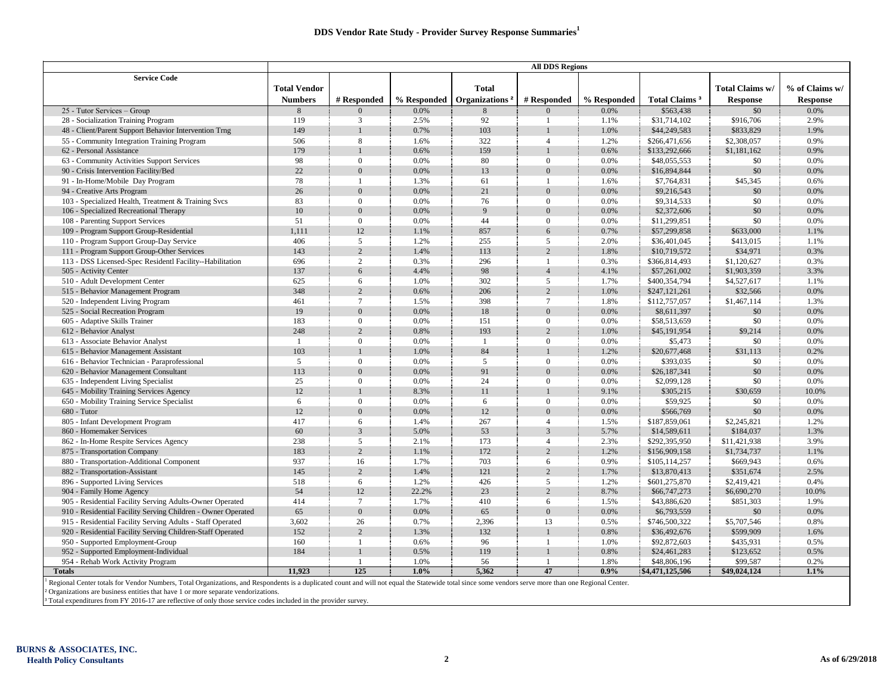## DDS Vendor Rate Study - Provider Survey Response Summaries[1]

| Service Code | All DDS Regions | | | | | | | | |
|---|---|---|---|---|---|---|---|---|---|
| | Total Vendor Numbers | # Responded | % Responded | Total Organizations [2] | # Responded | % Responded | Total Claims [3] | Total Claims w/ Response | % of Claims w/ Response |
| 25 - Tutor Services – Group | 8 | 0 | 0.0% | 8 | 0 | 0.0% | $563,438 | $0 | 0.0% |
| 28 - Socialization Training Program | 119 | 3 | 2.5% | 92 | 1 | 1.1% | $31,714,102 | $916,706 | 2.9% |
| 48 - Client/Parent Support Behavior Intervention Trng | 149 | 1 | 0.7% | 103 | 1 | 1.0% | $44,249,583 | $833,829 | 1.9% |
| 55 - Community Integration Training Program | 506 | 8 | 1.6% | 322 | 4 | 1.2% | $266,471,656 | $2,308,057 | 0.9% |
| 62 - Personal Assistance | 179 | 1 | 0.6% | 159 | 1 | 0.6% | $133,292,666 | $1,181,162 | 0.9% |
| 63 - Community Activities Support Services | 98 | 0 | 0.0% | 80 | 0 | 0.0% | $48,055,553 | $0 | 0.0% |
| 90 - Crisis Intervention Facility/Bed | 22 | 0 | 0.0% | 13 | 0 | 0.0% | $16,894,844 | $0 | 0.0% |
| 91 - In-Home/Mobile Day Program | 78 | 1 | 1.3% | 61 | 1 | 1.6% | $7,764,831 | $45,345 | 0.6% |
| 94 - Creative Arts Program | 26 | 0 | 0.0% | 21 | 0 | 0.0% | $9,216,543 | $0 | 0.0% |
| 103 - Specialized Health, Treatment & Training Svcs | 83 | 0 | 0.0% | 76 | 0 | 0.0% | $9,314,533 | $0 | 0.0% |
| 106 - Specialized Recreational Therapy | 10 | 0 | 0.0% | 9 | 0 | 0.0% | $2,372,606 | $0 | 0.0% |
| 108 - Parenting Support Services | 51 | 0 | 0.0% | 44 | 0 | 0.0% | $11,299,851 | $0 | 0.0% |
| 109 - Program Support Group-Residential | 1,111 | 12 | 1.1% | 857 | 6 | 0.7% | $57,299,858 | $633,000 | 1.1% |
| 110 - Program Support Group-Day Service | 406 | 5 | 1.2% | 255 | 5 | 2.0% | $36,401,045 | $413,015 | 1.1% |
| 111 - Program Support Group-Other Services | 143 | 2 | 1.4% | 113 | 2 | 1.8% | $10,719,572 | $34,971 | 0.3% |
| 113 - DSS Licensed-Spec Residentl Facility--Habilitation | 696 | 2 | 0.3% | 296 | 1 | 0.3% | $366,814,493 | $1,120,627 | 0.3% |
| 505 - Activity Center | 137 | 6 | 4.4% | 98 | 4 | 4.1% | $57,261,002 | $1,903,359 | 3.3% |
| 510 - Adult Development Center | 625 | 6 | 1.0% | 302 | 5 | 1.7% | $400,354,794 | $4,527,617 | 1.1% |
| 515 - Behavior Management Program | 348 | 2 | 0.6% | 206 | 2 | 1.0% | $247,121,261 | $32,566 | 0.0% |
| 520 - Independent Living Program | 461 | 7 | 1.5% | 398 | 7 | 1.8% | $112,757,057 | $1,467,114 | 1.3% |
| 525 - Social Recreation Program | 19 | 0 | 0.0% | 18 | 0 | 0.0% | $8,611,397 | $0 | 0.0% |
| 605 - Adaptive Skills Trainer | 183 | 0 | 0.0% | 151 | 0 | 0.0% | $58,513,659 | $0 | 0.0% |
| 612 - Behavior Analyst | 248 | 2 | 0.8% | 193 | 2 | 1.0% | $45,191,954 | $9,214 | 0.0% |
| 613 - Associate Behavior Analyst | 1 | 0 | 0.0% | 1 | 0 | 0.0% | $5,473 | $0 | 0.0% |
| 615 - Behavior Management Assistant | 103 | 1 | 1.0% | 84 | 1 | 1.2% | $20,677,468 | $31,113 | 0.2% |
| 616 - Behavior Technician - Paraprofessional | 5 | 0 | 0.0% | 5 | 0 | 0.0% | $393,035 | $0 | 0.0% |
| 620 - Behavior Management Consultant | 113 | 0 | 0.0% | 91 | 0 | 0.0% | $26,187,341 | $0 | 0.0% |
| 635 - Independent Living Specialist | 25 | 0 | 0.0% | 24 | 0 | 0.0% | $2,099,128 | $0 | 0.0% |
| 645 - Mobility Training Services Agency | 12 | 1 | 8.3% | 11 | 1 | 9.1% | $305,215 | $30,659 | 10.0% |
| 650 - Mobility Training Service Specialist | 6 | 0 | 0.0% | 6 | 0 | 0.0% | $59,925 | $0 | 0.0% |
| 680 - Tutor | 12 | 0 | 0.0% | 12 | 0 | 0.0% | $566,769 | $0 | 0.0% |
| 805 - Infant Development Program | 417 | 6 | 1.4% | 267 | 4 | 1.5% | $187,859,061 | $2,245,821 | 1.2% |
| 860 - Homemaker Services | 60 | 3 | 5.0% | 53 | 3 | 5.7% | $14,589,611 | $184,037 | 1.3% |
| 862 - In-Home Respite Services Agency | 238 | 5 | 2.1% | 173 | 4 | 2.3% | $292,395,950 | $11,421,938 | 3.9% |
| 875 - Transportation Company | 183 | 2 | 1.1% | 172 | 2 | 1.2% | $156,909,158 | $1,734,737 | 1.1% |
| 880 - Transportation-Additional Component | 937 | 16 | 1.7% | 703 | 6 | 0.9% | $105,114,257 | $669,943 | 0.6% |
| 882 - Transportation-Assistant | 145 | 2 | 1.4% | 121 | 2 | 1.7% | $13,870,413 | $351,674 | 2.5% |
| 896 - Supported Living Services | 518 | 6 | 1.2% | 426 | 5 | 1.2% | $601,275,870 | $2,419,421 | 0.4% |
| 904 - Family Home Agency | 54 | 12 | 22.2% | 23 | 2 | 8.7% | $66,747,273 | $6,690,270 | 10.0% |
| 905 - Residential Facility Serving Adults-Owner Operated | 414 | 7 | 1.7% | 410 | 6 | 1.5% | $43,886,620 | $851,303 | 1.9% |
| 910 - Residential Facility Serving Children - Owner Operated | 65 | 0 | 0.0% | 65 | 0 | 0.0% | $6,793,559 | $0 | 0.0% |
| 915 - Residential Facility Serving Adults - Staff Operated | 3,602 | 26 | 0.7% | 2,396 | 13 | 0.5% | $746,500,322 | $5,707,546 | 0.8% |
| 920 - Residential Facility Serving Children-Staff Operated | 152 | 2 | 1.3% | 132 | 1 | 0.8% | $36,492,676 | $599,909 | 1.6% |
| 950 - Supported Employment-Group | 160 | 1 | 0.6% | 96 | 1 | 1.0% | $92,872,603 | $435,931 | 0.5% |
| 952 - Supported Employment-Individual | 184 | 1 | 0.5% | 119 | 1 | 0.8% | $24,461,283 | $123,652 | 0.5% |
| 954 - Rehab Work Activity Program | | 1 | 1.0% | 56 | 1 | 1.8% | $48,806,196 | $99,587 | 0.2% |
| **Totals** | **11,923** | **125** | **1.0%** | **5,362** | **47** | **0.9%** | **$4,471,125,506** | **$49,024,124** | **1.1%** |

[1] Regional Center totals for Vendor Numbers, Total Organizations, and Respondents is a duplicated count and will not equal the Statewide total since some vendors serve more than one Regional Center.

[2] Organizations are business entities that have 1 or more separate vendorizations.

[3] Total expenditures from FY 2016-17 are reflective of only those service codes included in the provider survey.

**BURNS & ASSOCIATES, INC.**
**Health Policy Consultants**

As of 6/29/2018